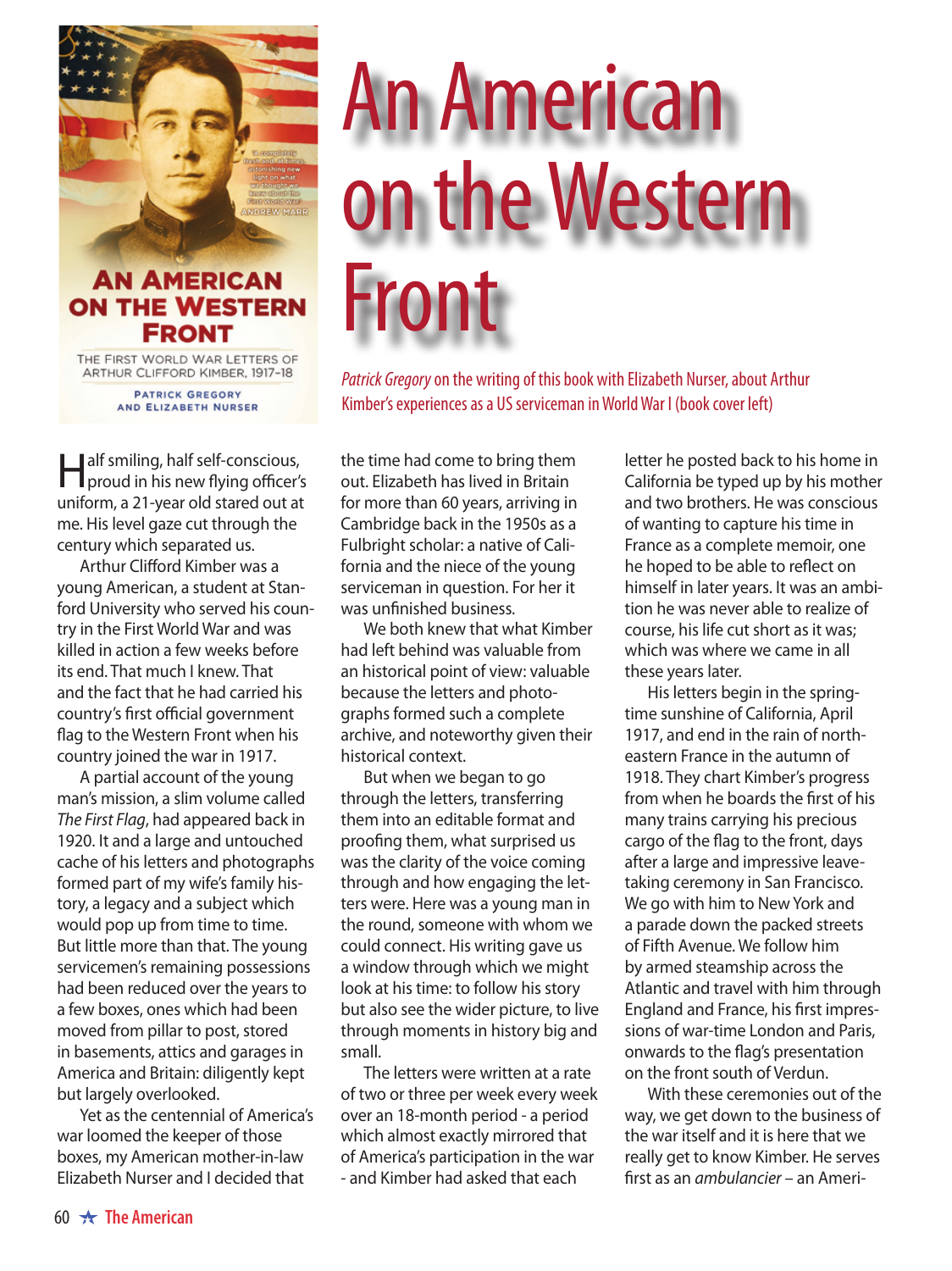# An American on the Western Front

*Patrick Gregory* on the writing of this book with Elizabeth Nurser, about Arthur Kimber's experiences as a US serviceman in World War I (book cover left)

Half smiling, half self-conscious, proud in his new flying officer's uniform, a 21-year old stared out at me. His level gaze cut through the century which separated us.

Arthur Clifford Kimber was a young American, a student at Stanford University who served his country in the First World War and was killed in action a few weeks before its end. That much I knew. That and the fact that he had carried his country's first official government flag to the Western Front when his country joined the war in 1917.

A partial account of the young man's mission, a slim volume called *The First Flag*, had appeared back in 1920. It and a large and untouched cache of his letters and photographs formed part of my wife's family history, a legacy and a subject which would pop up from time to time. But little more than that. The young servicemen's remaining possessions had been reduced over the years to a few boxes, ones which had been moved from pillar to post, stored in basements, attics and garages in America and Britain: diligently kept but largely overlooked.

Yet as the centennial of America's war loomed the keeper of those boxes, my American mother-in-law Elizabeth Nurser and I decided that the time had come to bring them out. Elizabeth has lived in Britain for more than 60 years, arriving in Cambridge back in the 1950s as a Fulbright scholar: a native of California and the niece of the young serviceman in question. For her it was unfinished business.

We both knew that what Kimber had left behind was valuable from an historical point of view: valuable because the letters and photographs formed such a complete archive, and noteworthy given their historical context.

But when we began to go through the letters, transferring them into an editable format and proofing them, what surprised us was the clarity of the voice coming through and how engaging the letters were. Here was a young man in the round, someone with whom we could connect. His writing gave us a window through which we might look at his time: to follow his story but also see the wider picture, to live through moments in history big and small.

The letters were written at a rate of two or three per week every week over an 18-month period - a period which almost exactly mirrored that of America's participation in the war - and Kimber had asked that each letter he posted back to his home in California be typed up by his mother and two brothers. He was conscious of wanting to capture his time in France as a complete memoir, one he hoped to be able to reflect on himself in later years. It was an ambition he was never able to realize of course, his life cut short as it was; which was where we came in all these years later.

His letters begin in the springtime sunshine of California, April 1917, and end in the rain of northeastern France in the autumn of 1918. They chart Kimber's progress from when he boards the first of his many trains carrying his precious cargo of the flag to the front, days after a large and impressive leave-taking ceremony in San Francisco. We go with him to New York and a parade down the packed streets of Fifth Avenue. We follow him by armed steamship across the Atlantic and travel with him through England and France, his first impressions of war-time London and Paris, onwards to the flag's presentation on the front south of Verdun.

With these ceremonies out of the way, we get down to the business of the war itself and it is here that we really get to know Kimber. He serves first as an *ambulancier* – an Ameri-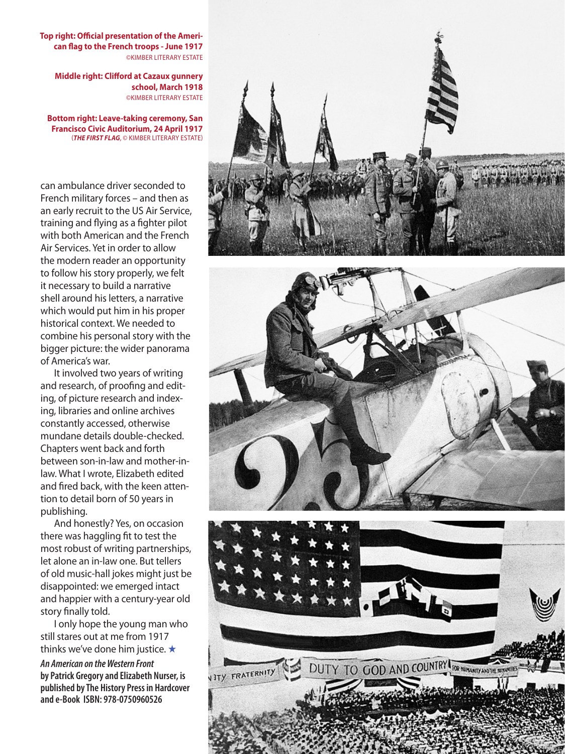**Top right: Official presentation of the American flag to the French troops - June 1917**
©KIMBER LITERARY ESTATE

**Middle right: Clifford at Cazaux gunnery school, March 1918**
©KIMBER LITERARY ESTATE

**Bottom right: Leave-taking ceremony, San Francisco Civic Auditorium, 24 April 1917**
(***THE FIRST FLAG***, © KIMBER LITERARY ESTATE)

can ambulance driver seconded to French military forces – and then as an early recruit to the US Air Service, training and flying as a fighter pilot with both American and the French Air Services. Yet in order to allow the modern reader an opportunity to follow his story properly, we felt it necessary to build a narrative shell around his letters, a narrative which would put him in his proper historical context. We needed to combine his personal story with the bigger picture: the wider panorama of America's war.

It involved two years of writing and research, of proofing and editing, of picture research and indexing, libraries and online archives constantly accessed, otherwise mundane details double-checked. Chapters went back and forth between son-in-law and mother-in-law. What I wrote, Elizabeth edited and fired back, with the keen attention to detail born of 50 years in publishing.

And honestly? Yes, on occasion there was haggling fit to test the most robust of writing partnerships, let alone an in-law one. But tellers of old music-hall jokes might just be disappointed: we emerged intact and happier with a century-year old story finally told.

I only hope the young man who still stares out at me from 1917 thinks we've done him justice. ★

***An American on the Western Front***
**by Patrick Gregory and Elizabeth Nurser, is published by The History Press in Hardcover and e-Book ISBN: 978-0750960526**